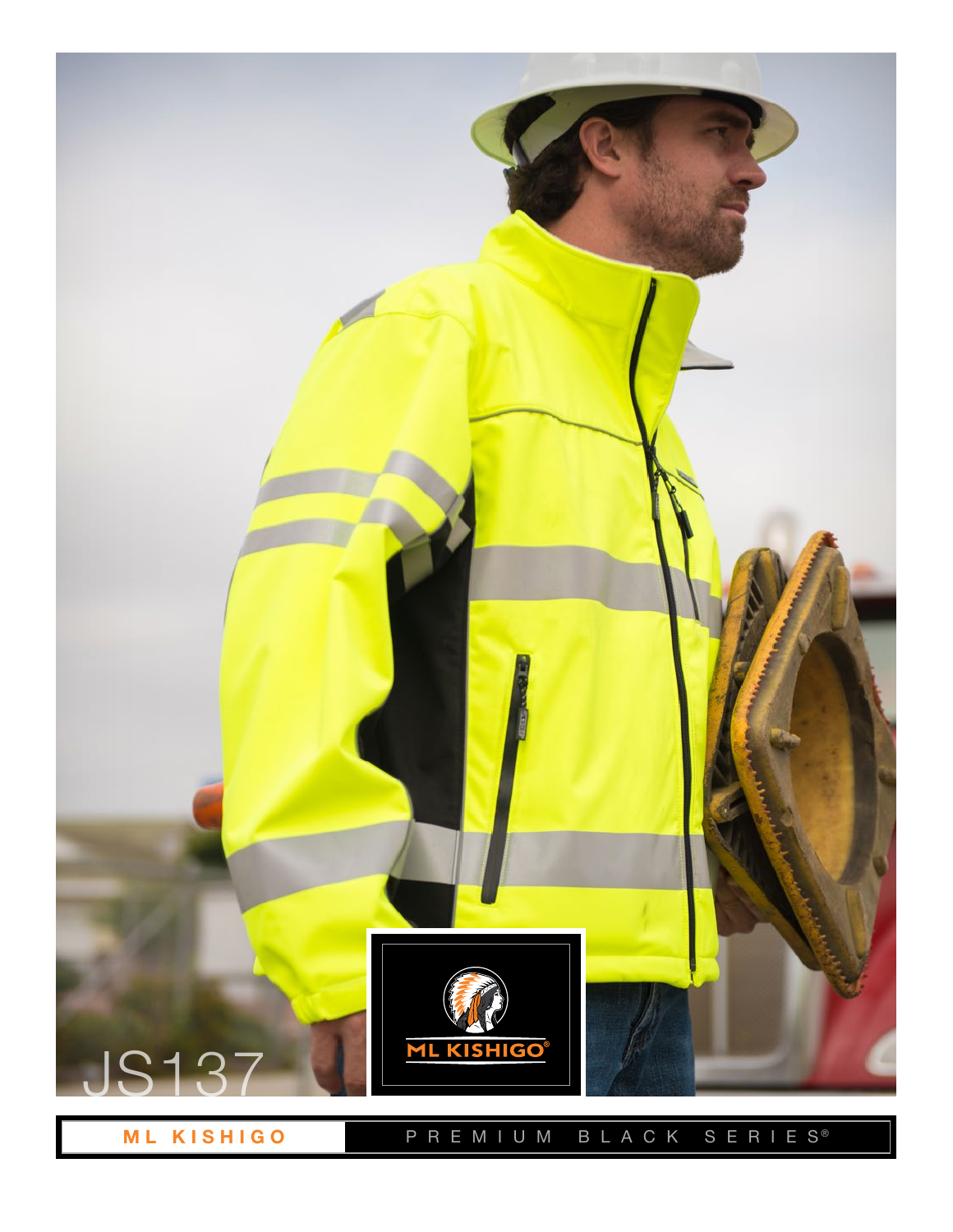JS137

ML KISHIGO®

ML KISHIGO PREMIUM BLACK SERIES®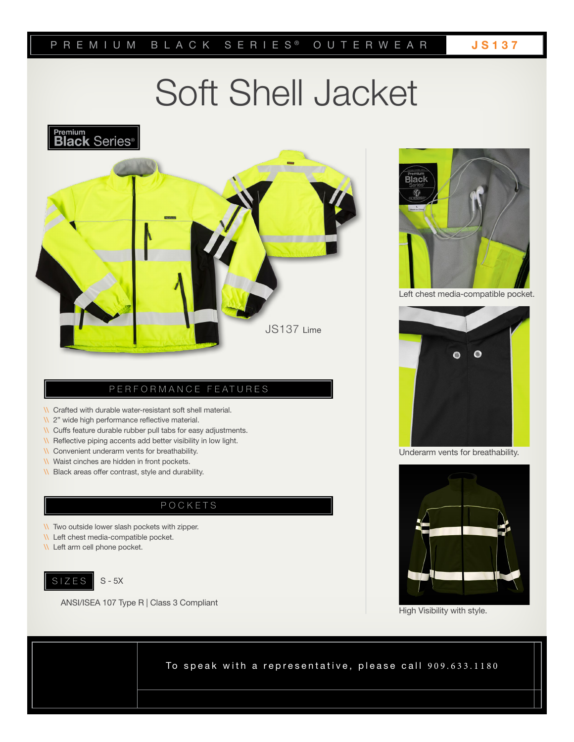PREMIUM BLACK SERIES® OUTERWEAR

JS137

# Soft Shell Jacket

Premium Black Series®

JS137 Lime

## PERFORMANCE FEATURES

- Crafted with durable water-resistant soft shell material.
- 2" wide high performance reflective material.
- Cuffs feature durable rubber pull tabs for easy adjustments.
- Reflective piping accents add better visibility in low light.
- Convenient underarm vents for breathability.
- Waist cinches are hidden in front pockets.
- Black areas offer contrast, style and durability.

## POCKETS

- Two outside lower slash pockets with zipper.
- Left chest media-compatible pocket.
- Left arm cell phone pocket.

**SIZES** S - 5X

ANSI/ISEA 107 Type R | Class 3 Compliant

Left chest media-compatible pocket.

Underarm vents for breathability.

High Visibility with style.

To speak with a representative, please call 909.633.1180